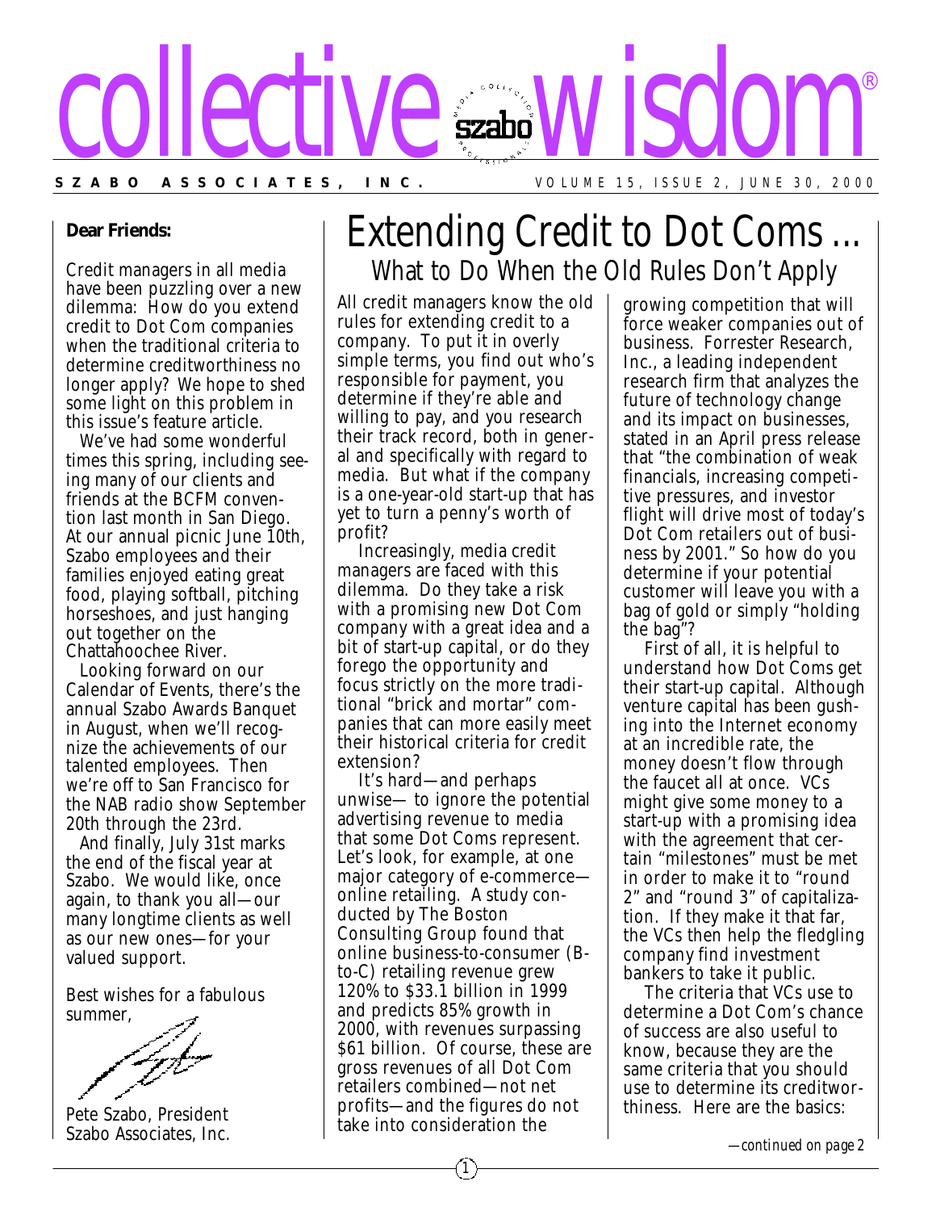# collective wisdom®

**SZABO ASSOCIATES, INC.** VOLUME 15, ISSUE 2, JUNE 30, 2000

**Dear Friends:**

Credit managers in all media have been puzzling over a new dilemma: How do you extend credit to Dot Com companies when the traditional criteria to determine creditworthiness no longer apply? We hope to shed some light on this problem in this issue's feature article.

We've had some wonderful times this spring, including seeing many of our clients and friends at the BCFM convention last month in San Diego. At our annual picnic June 10th, Szabo employees and their families enjoyed eating great food, playing softball, pitching horseshoes, and just hanging out together on the Chattahoochee River.

Looking forward on our Calendar of Events, there's the annual Szabo Awards Banquet in August, when we'll recognize the achievements of our talented employees. Then we're off to San Francisco for the NAB radio show September 20th through the 23rd.

And finally, July 31st marks the end of the fiscal year at Szabo. We would like, once again, to thank you all—our many longtime clients as well as our new ones—for your valued support.

Best wishes for a fabulous summer,

Pete Szabo, President
Szabo Associates, Inc.

# Extending Credit to Dot Coms ...

## What to Do When the Old Rules Don't Apply

All credit managers know the old rules for extending credit to a company. To put it in overly simple terms, you find out who's responsible for payment, you determine if they're able and willing to pay, and you research their track record, both in general and specifically with regard to media. But what if the company is a one-year-old start-up that has yet to turn a penny's worth of profit?

Increasingly, media credit managers are faced with this dilemma. Do they take a risk with a promising new Dot Com company with a great idea and a bit of start-up capital, or do they forego the opportunity and focus strictly on the more traditional "brick and mortar" companies that can more easily meet their historical criteria for credit extension?

It's hard—and perhaps unwise— to ignore the potential advertising revenue to media that some Dot Coms represent. Let's look, for example, at one major category of e-commerce—online retailing. A study conducted by The Boston Consulting Group found that online business-to-consumer (B-to-C) retailing revenue grew 120% to $33.1 billion in 1999 and predicts 85% growth in 2000, with revenues surpassing $61 billion. Of course, these are gross revenues of all Dot Com retailers combined—not net profits—and the figures do not take into consideration the growing competition that will force weaker companies out of business. Forrester Research, Inc., a leading independent research firm that analyzes the future of technology change and its impact on businesses, stated in an April press release that "the combination of weak financials, increasing competitive pressures, and investor flight will drive most of today's Dot Com retailers out of business by 2001." So how do you determine if your potential customer will leave you with a bag of gold or simply "holding the bag"?

First of all, it is helpful to understand how Dot Coms get their start-up capital. Although venture capital has been gushing into the Internet economy at an incredible rate, the money doesn't flow through the faucet all at once. VCs might give some money to a start-up with a promising idea with the agreement that certain "milestones" must be met in order to make it to "round 2" and "round 3" of capitalization. If they make it that far, the VCs then help the fledgling company find investment bankers to take it public.

The criteria that VCs use to determine a Dot Com's chance of success are also useful to know, because they are the same criteria that you should use to determine its creditworthiness. Here are the basics:

*—continued on page 2*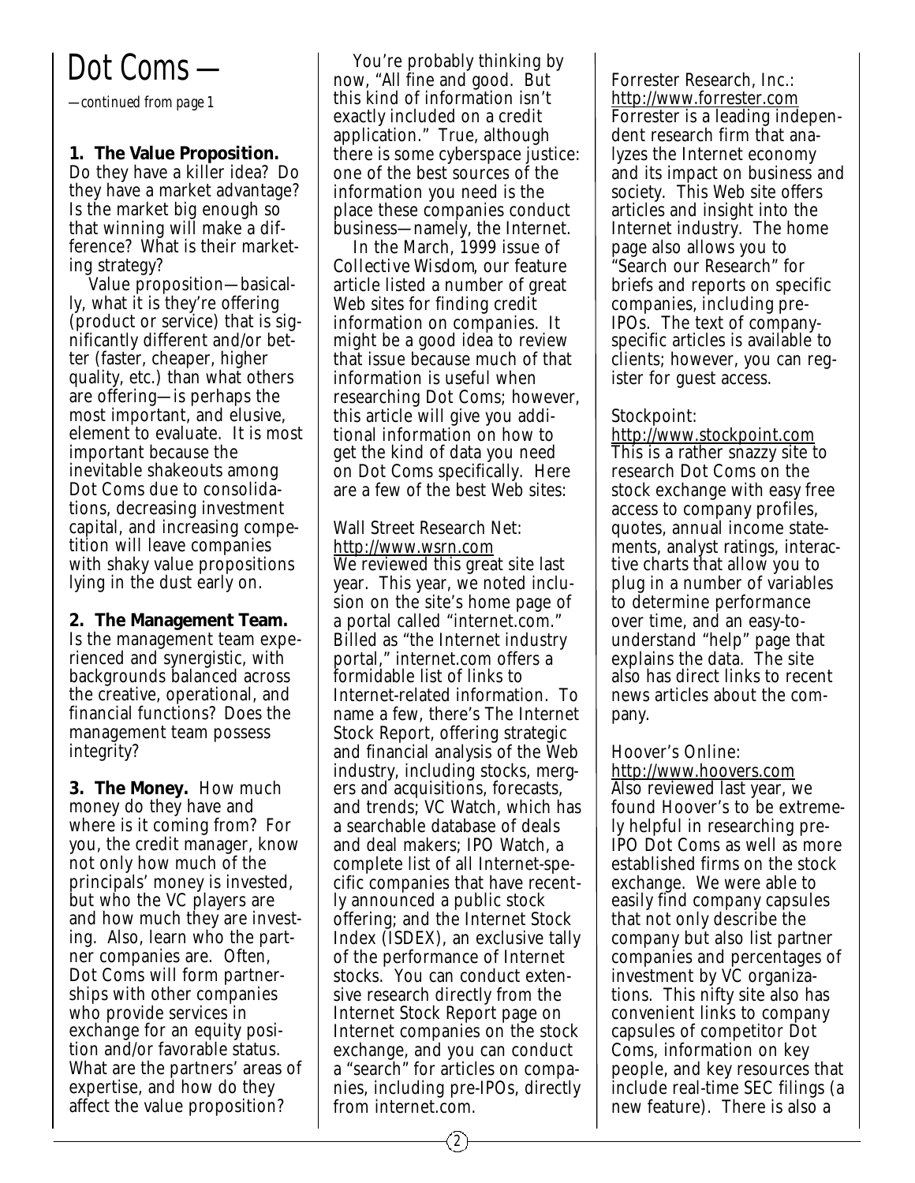# Dot Coms —

*—continued from page 1*

**1. The Value Proposition.** Do they have a killer idea? Do they have a market advantage? Is the market big enough so that winning will make a difference? What is their marketing strategy?

Value proposition—basically, what it is they're offering (product or service) that is significantly different and/or better (faster, cheaper, higher quality, etc.) than what others are offering—is perhaps the most important, and elusive, element to evaluate. It is most important because the inevitable shakeouts among Dot Coms due to consolidations, decreasing investment capital, and increasing competition will leave companies with shaky value propositions lying in the dust early on.

**2. The Management Team.** Is the management team experienced and synergistic, with backgrounds balanced across the creative, operational, and financial functions? Does the management team possess integrity?

**3. The Money.** How much money do they have and where is it coming from? For you, the credit manager, know not only how much of the principals' money is invested, but who the VC players are and how much they are investing. Also, learn who the partner companies are. Often, Dot Coms will form partnerships with other companies who provide services in exchange for an equity position and/or favorable status. What are the partners' areas of expertise, and how do they affect the value proposition?

You're probably thinking by now, "All fine and good. But this kind of information isn't exactly included on a credit application." True, although there is some cyberspace justice: one of the best sources of the information you need is the place these companies conduct business—namely, the Internet.

In the March, 1999 issue of *Collective Wisdom*, our feature article listed a number of great Web sites for finding credit information on companies. It might be a good idea to review that issue because much of that information is useful when researching Dot Coms; however, this article will give you additional information on how to get the kind of data you need on Dot Coms specifically. Here are a few of the best Web sites:

Wall Street Research Net:
http://www.wsrn.com
We reviewed this great site last year. This year, we noted inclusion on the site's home page of a portal called "internet.com." Billed as "the Internet industry portal," internet.com offers a formidable list of links to Internet-related information. To name a few, there's The Internet Stock Report, offering strategic and financial analysis of the Web industry, including stocks, mergers and acquisitions, forecasts, and trends; VC Watch, which has a searchable database of deals and deal makers; IPO Watch, a complete list of all Internet-specific companies that have recently announced a public stock offering; and the Internet Stock Index (ISDEX), an exclusive tally of the performance of Internet stocks. You can conduct extensive research directly from the Internet Stock Report page on Internet companies on the stock exchange, and you can conduct a "search" for articles on companies, including pre-IPOs, directly from internet.com.

Forrester Research, Inc.:
http://www.forrester.com
Forrester is a leading independent research firm that analyzes the Internet economy and its impact on business and society. This Web site offers articles and insight into the Internet industry. The home page also allows you to "Search our Research" for briefs and reports on specific companies, including pre-IPOs. The text of company-specific articles is available to clients; however, you can register for guest access.

Stockpoint:
http://www.stockpoint.com
This is a rather snazzy site to research Dot Coms on the stock exchange with easy free access to company profiles, quotes, annual income statements, analyst ratings, interactive charts that allow you to plug in a number of variables to determine performance over time, and an easy-to-understand "help" page that explains the data. The site also has direct links to recent news articles about the company.

Hoover's Online:
http://www.hoovers.com
Also reviewed last year, we found Hoover's to be extremely helpful in researching pre-IPO Dot Coms as well as more established firms on the stock exchange. We were able to easily find company capsules that not only describe the company but also list partner companies and percentages of investment by VC organizations. This nifty site also has convenient links to company capsules of competitor Dot Coms, information on key people, and key resources that include real-time SEC filings (a new feature). There is also a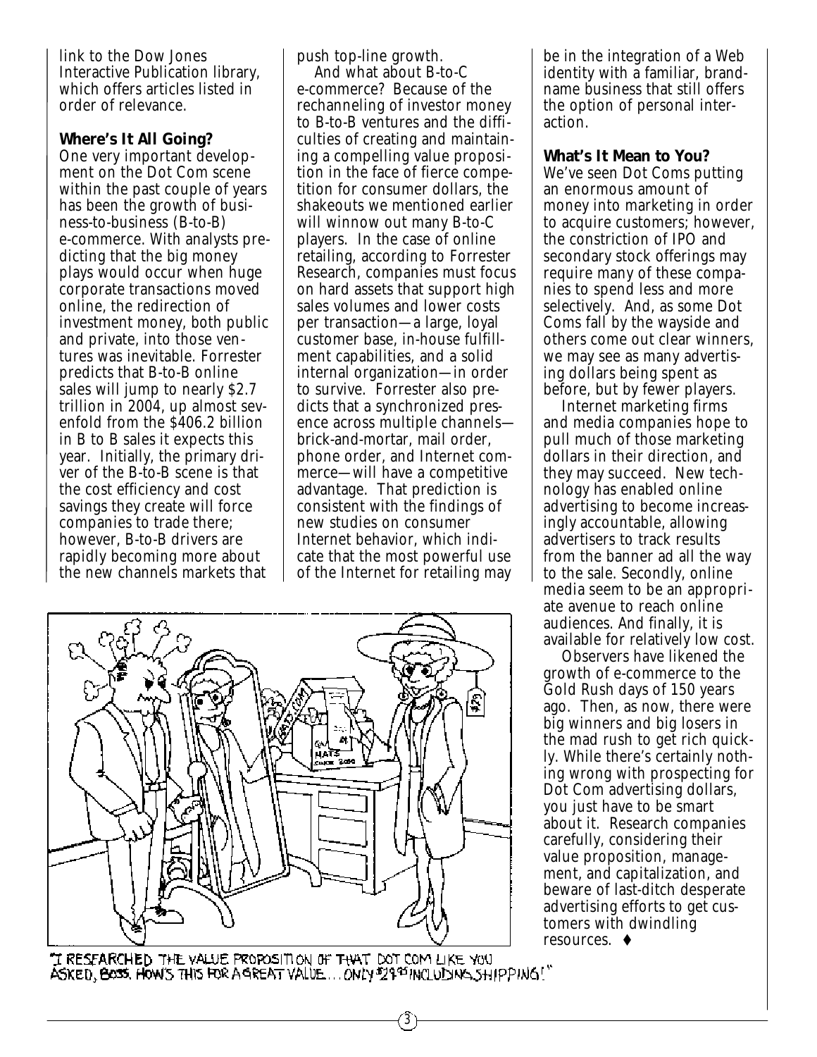link to the Dow Jones Interactive Publication library, which offers articles listed in order of relevance.

**Where's It All Going?**

One very important development on the Dot Com scene within the past couple of years has been the growth of business-to-business (B-to-B) e-commerce. With analysts predicting that the big money plays would occur when huge corporate transactions moved online, the redirection of investment money, both public and private, into those ventures was inevitable. Forrester predicts that B-to-B online sales will jump to nearly $2.7 trillion in 2004, up almost sevenfold from the $406.2 billion in B to B sales it expects this year. Initially, the primary driver of the B-to-B scene is that the cost efficiency and cost savings they create will force companies to trade there; however, B-to-B drivers are rapidly becoming more about the new channels markets that push top-line growth.

And what about B-to-C e-commerce? Because of the rechanneling of investor money to B-to-B ventures and the difficulties of creating and maintaining a compelling value proposition in the face of fierce competition for consumer dollars, the shakeouts we mentioned earlier will winnow out many B-to-C players. In the case of online retailing, according to Forrester Research, companies must focus on hard assets that support high sales volumes and lower costs per transaction—a large, loyal customer base, in-house fulfillment capabilities, and a solid internal organization—in order to survive. Forrester also predicts that a synchronized presence across multiple channels—brick-and-mortar, mail order, phone order, and Internet commerce—will have a competitive advantage. That prediction is consistent with the findings of new studies on consumer Internet behavior, which indicate that the most powerful use of the Internet for retailing may be in the integration of a Web identity with a familiar, brand-name business that still offers the option of personal interaction.

"I RESEARCHED THE VALUE PROPOSITION OF THAT DOT COM LIKE YOU ASKED, BOSS. HOW'S THIS FOR A GREAT VALUE... ONLY $29.95 INCLUDING SHIPPING!"

**What's It Mean to You?**

We've seen Dot Coms putting an enormous amount of money into marketing in order to acquire customers; however, the constriction of IPO and secondary stock offerings may require many of these companies to spend less and more selectively. And, as some Dot Coms fall by the wayside and others come out clear winners, we may see as many advertising dollars being spent as before, but by fewer players.

Internet marketing firms and media companies hope to pull much of those marketing dollars in their direction, and they may succeed. New technology has enabled online advertising to become increasingly accountable, allowing advertisers to track results from the banner ad all the way to the sale. Secondly, online media seem to be an appropriate avenue to reach online audiences. And finally, it is available for relatively low cost.

Observers have likened the growth of e-commerce to the Gold Rush days of 150 years ago. Then, as now, there were big winners and big losers in the mad rush to get rich quickly. While there's certainly nothing wrong with prospecting for Dot Com advertising dollars, you just have to be smart about it. Research companies carefully, considering their value proposition, management, and capitalization, and beware of last-ditch desperate advertising efforts to get customers with dwindling resources. ♦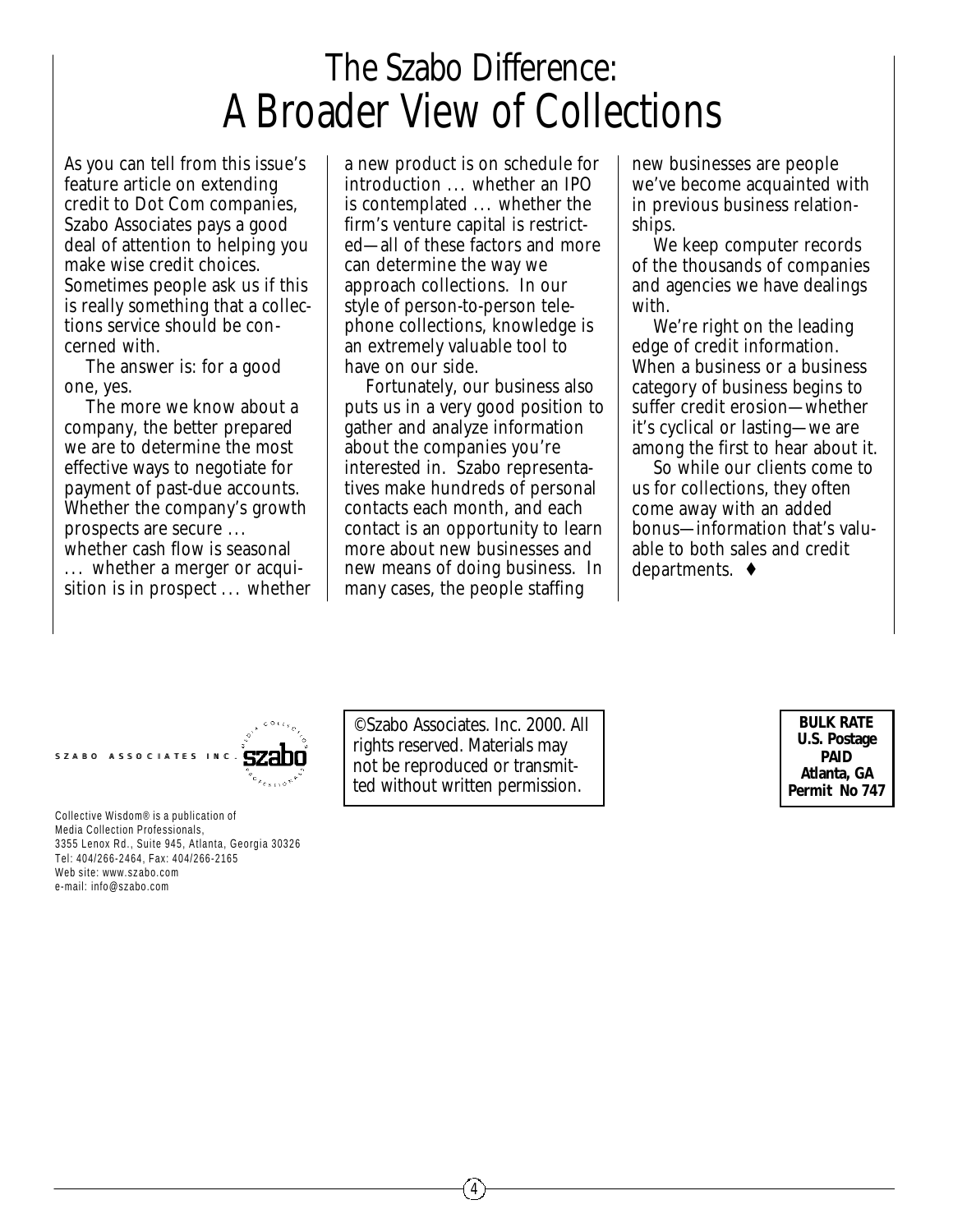# The Szabo Difference: A Broader View of Collections

As you can tell from this issue's feature article on extending credit to Dot Com companies, Szabo Associates pays a good deal of attention to helping you make wise credit choices. Sometimes people ask us if this is really something that a collections service should be concerned with.

The answer is: for a good one, yes.

The more we know about a company, the better prepared we are to determine the most effective ways to negotiate for payment of past-due accounts. Whether the company's growth prospects are secure ... whether cash flow is seasonal ... whether a merger or acquisition is in prospect ... whether a new product is on schedule for introduction ... whether an IPO is contemplated ... whether the firm's venture capital is restricted—all of these factors and more can determine the way we approach collections. In our style of person-to-person telephone collections, knowledge is an extremely valuable tool to have on our side.

Fortunately, our business also puts us in a very good position to gather and analyze information about the companies you're interested in. Szabo representatives make hundreds of personal contacts each month, and each contact is an opportunity to learn more about new businesses and new means of doing business. In many cases, the people staffing new businesses are people we've become acquainted with in previous business relationships.

We keep computer records of the thousands of companies and agencies we have dealings with.

We're right on the leading edge of credit information. When a business or a business category of business begins to suffer credit erosion—whether it's cyclical or lasting—we are among the first to hear about it.

So while our clients come to us for collections, they often come away with an added bonus—information that's valuable to both sales and credit departments. ♦

SZABO ASSOCIATES INC. szabo MEDIA COLLECTION PROFESSIONALS

Collective Wisdom® is a publication of Media Collection Professionals,
3355 Lenox Rd., Suite 945, Atlanta, Georgia 30326
Tel: 404/266-2464, Fax: 404/266-2165
Web site: www.szabo.com
e-mail: info@szabo.com

©Szabo Associates. Inc. 2000. All rights reserved. Materials may not be reproduced or transmitted without written permission.

**BULK RATE**
**U.S. Postage**
**PAID**
**Atlanta, GA**
**Permit No 747**